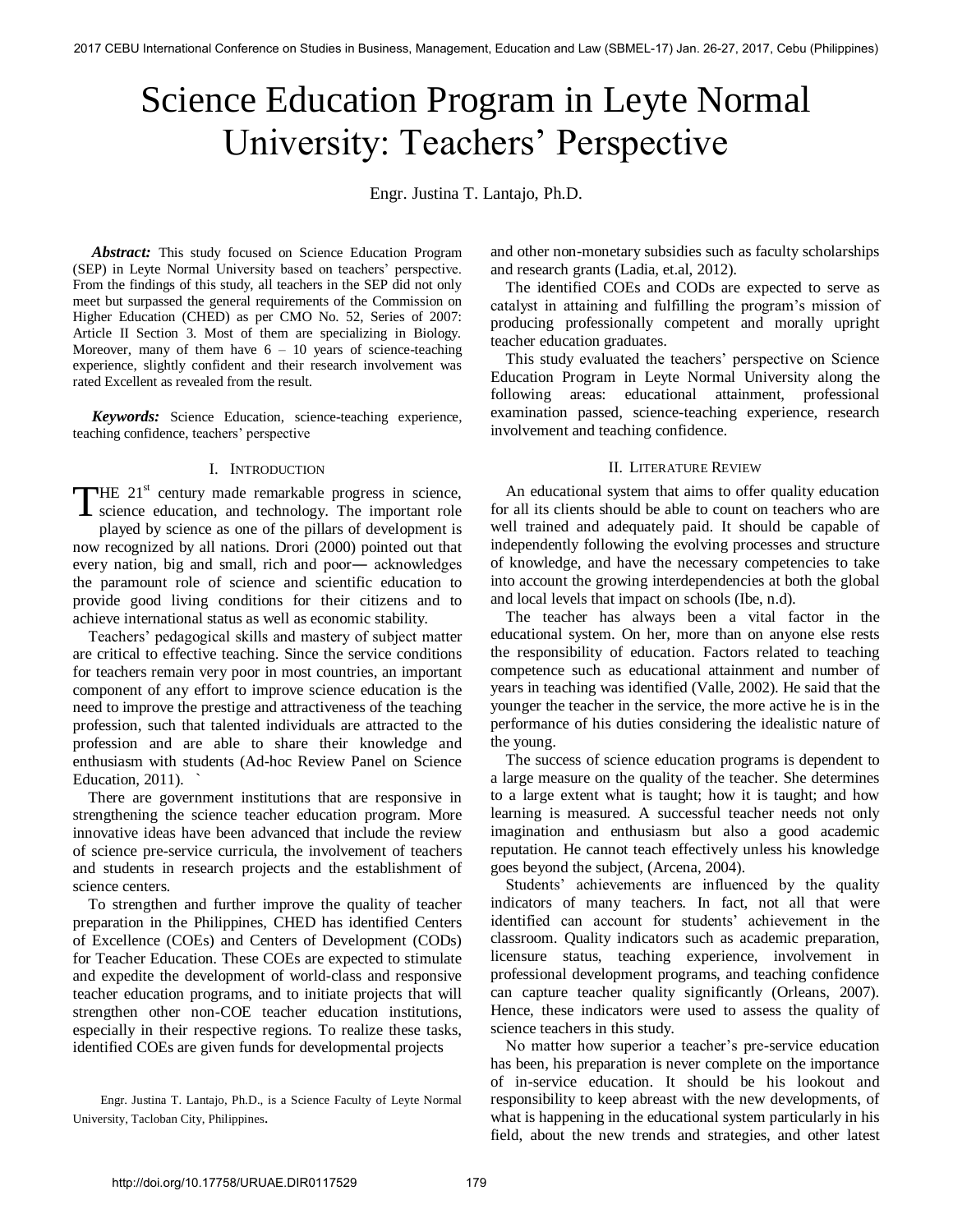# Science Education Program in Leyte Normal University: Teachers' Perspective

Engr. Justina T. Lantajo, Ph.D.

***Abstract:*** This study focused on Science Education Program (SEP) in Leyte Normal University based on teachers' perspective. From the findings of this study, all teachers in the SEP did not only meet but surpassed the general requirements of the Commission on Higher Education (CHED) as per CMO No. 52, Series of 2007: Article II Section 3. Most of them are specializing in Biology. Moreover, many of them have 6 – 10 years of science-teaching experience, slightly confident and their research involvement was rated Excellent as revealed from the result.

***Keywords:*** Science Education, science-teaching experience, teaching confidence, teachers' perspective

## I. Introduction

THE 21st century made remarkable progress in science, science education, and technology. The important role played by science as one of the pillars of development is now recognized by all nations. Drori (2000) pointed out that every nation, big and small, rich and poor— acknowledges the paramount role of science and scientific education to provide good living conditions for their citizens and to achieve international status as well as economic stability.

Teachers' pedagogical skills and mastery of subject matter are critical to effective teaching. Since the service conditions for teachers remain very poor in most countries, an important component of any effort to improve science education is the need to improve the prestige and attractiveness of the teaching profession, such that talented individuals are attracted to the profession and are able to share their knowledge and enthusiasm with students (Ad-hoc Review Panel on Science Education, 2011). `

There are government institutions that are responsive in strengthening the science teacher education program. More innovative ideas have been advanced that include the review of science pre-service curricula, the involvement of teachers and students in research projects and the establishment of science centers.

To strengthen and further improve the quality of teacher preparation in the Philippines, CHED has identified Centers of Excellence (COEs) and Centers of Development (CODs) for Teacher Education. These COEs are expected to stimulate and expedite the development of world-class and responsive teacher education programs, and to initiate projects that will strengthen other non-COE teacher education institutions, especially in their respective regions. To realize these tasks, identified COEs are given funds for developmental projects and other non-monetary subsidies such as faculty scholarships and research grants (Ladia, et.al, 2012).

The identified COEs and CODs are expected to serve as catalyst in attaining and fulfilling the program's mission of producing professionally competent and morally upright teacher education graduates.

This study evaluated the teachers' perspective on Science Education Program in Leyte Normal University along the following areas: educational attainment, professional examination passed, science-teaching experience, research involvement and teaching confidence.

## II. Literature Review

An educational system that aims to offer quality education for all its clients should be able to count on teachers who are well trained and adequately paid. It should be capable of independently following the evolving processes and structure of knowledge, and have the necessary competencies to take into account the growing interdependencies at both the global and local levels that impact on schools (Ibe, n.d).

The teacher has always been a vital factor in the educational system. On her, more than on anyone else rests the responsibility of education. Factors related to teaching competence such as educational attainment and number of years in teaching was identified (Valle, 2002). He said that the younger the teacher in the service, the more active he is in the performance of his duties considering the idealistic nature of the young.

The success of science education programs is dependent to a large measure on the quality of the teacher. She determines to a large extent what is taught; how it is taught; and how learning is measured. A successful teacher needs not only imagination and enthusiasm but also a good academic reputation. He cannot teach effectively unless his knowledge goes beyond the subject, (Arcena, 2004).

Students' achievements are influenced by the quality indicators of many teachers. In fact, not all that were identified can account for students' achievement in the classroom. Quality indicators such as academic preparation, licensure status, teaching experience, involvement in professional development programs, and teaching confidence can capture teacher quality significantly (Orleans, 2007). Hence, these indicators were used to assess the quality of science teachers in this study.

No matter how superior a teacher's pre-service education has been, his preparation is never complete on the importance of in-service education. It should be his lookout and responsibility to keep abreast with the new developments, of what is happening in the educational system particularly in his field, about the new trends and strategies, and other latest

Engr. Justina T. Lantajo, Ph.D., is a Science Faculty of Leyte Normal University, Tacloban City, Philippines.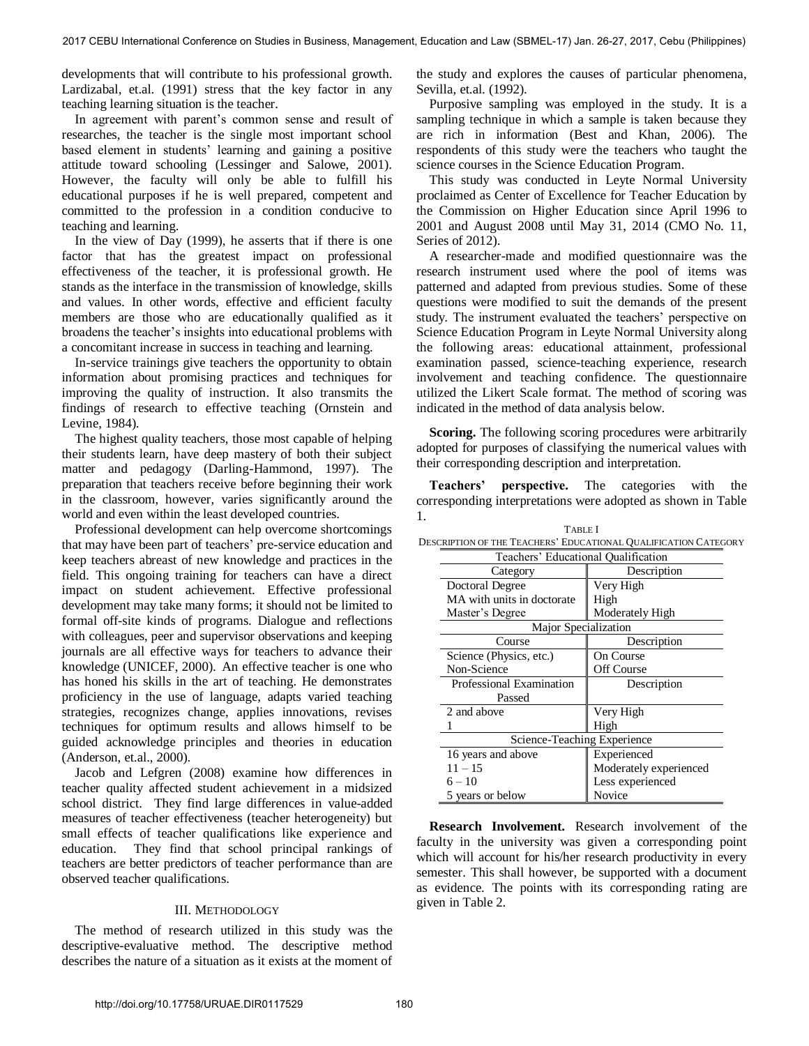developments that will contribute to his professional growth. Lardizabal, et.al. (1991) stress that the key factor in any teaching learning situation is the teacher.

In agreement with parent's common sense and result of researches, the teacher is the single most important school based element in students' learning and gaining a positive attitude toward schooling (Lessinger and Salowe, 2001). However, the faculty will only be able to fulfill his educational purposes if he is well prepared, competent and committed to the profession in a condition conducive to teaching and learning.

In the view of Day (1999), he asserts that if there is one factor that has the greatest impact on professional effectiveness of the teacher, it is professional growth. He stands as the interface in the transmission of knowledge, skills and values. In other words, effective and efficient faculty members are those who are educationally qualified as it broadens the teacher's insights into educational problems with a concomitant increase in success in teaching and learning.

In-service trainings give teachers the opportunity to obtain information about promising practices and techniques for improving the quality of instruction. It also transmits the findings of research to effective teaching (Ornstein and Levine, 1984).

The highest quality teachers, those most capable of helping their students learn, have deep mastery of both their subject matter and pedagogy (Darling-Hammond, 1997). The preparation that teachers receive before beginning their work in the classroom, however, varies significantly around the world and even within the least developed countries.

Professional development can help overcome shortcomings that may have been part of teachers' pre-service education and keep teachers abreast of new knowledge and practices in the field. This ongoing training for teachers can have a direct impact on student achievement. Effective professional development may take many forms; it should not be limited to formal off-site kinds of programs. Dialogue and reflections with colleagues, peer and supervisor observations and keeping journals are all effective ways for teachers to advance their knowledge (UNICEF, 2000). An effective teacher is one who has honed his skills in the art of teaching. He demonstrates proficiency in the use of language, adapts varied teaching strategies, recognizes change, applies innovations, revises techniques for optimum results and allows himself to be guided acknowledge principles and theories in education (Anderson, et.al., 2000).

Jacob and Lefgren (2008) examine how differences in teacher quality affected student achievement in a midsized school district. They find large differences in value-added measures of teacher effectiveness (teacher heterogeneity) but small effects of teacher qualifications like experience and education. They find that school principal rankings of teachers are better predictors of teacher performance than are observed teacher qualifications.

## III. Methodology

The method of research utilized in this study was the descriptive-evaluative method. The descriptive method describes the nature of a situation as it exists at the moment of the study and explores the causes of particular phenomena, Sevilla, et.al. (1992).

Purposive sampling was employed in the study. It is a sampling technique in which a sample is taken because they are rich in information (Best and Khan, 2006). The respondents of this study were the teachers who taught the science courses in the Science Education Program.

This study was conducted in Leyte Normal University proclaimed as Center of Excellence for Teacher Education by the Commission on Higher Education since April 1996 to 2001 and August 2008 until May 31, 2014 (CMO No. 11, Series of 2012).

A researcher-made and modified questionnaire was the research instrument used where the pool of items was patterned and adapted from previous studies. Some of these questions were modified to suit the demands of the present study. The instrument evaluated the teachers' perspective on Science Education Program in Leyte Normal University along the following areas: educational attainment, professional examination passed, science-teaching experience, research involvement and teaching confidence. The questionnaire utilized the Likert Scale format. The method of scoring was indicated in the method of data analysis below.

**Scoring.** The following scoring procedures were arbitrarily adopted for purposes of classifying the numerical values with their corresponding description and interpretation.

**Teachers' perspective.** The categories with the corresponding interpretations were adopted as shown in Table 1.

TABLE I
DESCRIPTION OF THE TEACHERS' EDUCATIONAL QUALIFICATION CATEGORY

| Teachers' Educational Qualification | |
|---|---|
| Category | Description |
| Doctoral Degree | Very High |
| MA with units in doctorate | High |
| Master's Degree | Moderately High |
| Major Specialization | |
| Course | Description |
| Science (Physics, etc.) | On Course |
| Non-Science | Off Course |
| Professional Examination Passed | Description |
| 2 and above | Very High |
| 1 | High |
| Science-Teaching Experience | |
| 16 years and above | Experienced |
| 11 – 15 | Moderately experienced |
| 6 – 10 | Less experienced |
| 5 years or below | Novice |

**Research Involvement.** Research involvement of the faculty in the university was given a corresponding point which will account for his/her research productivity in every semester. This shall however, be supported with a document as evidence. The points with its corresponding rating are given in Table 2.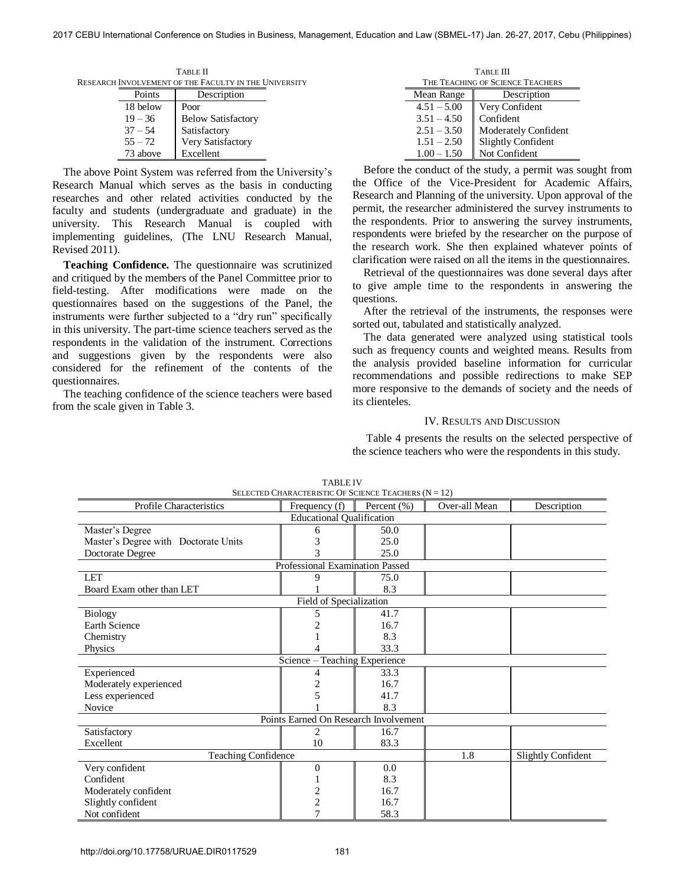TABLE II
RESEARCH INVOLVEMENT OF THE FACULTY IN THE UNIVERSITY

| Points | Description |
|---|---|
| 18 below | Poor |
| 19 – 36 | Below Satisfactory |
| 37 – 54 | Satisfactory |
| 55 – 72 | Very Satisfactory |
| 73 above | Excellent |

The above Point System was referred from the University's Research Manual which serves as the basis in conducting researches and other related activities conducted by the faculty and students (undergraduate and graduate) in the university. This Research Manual is coupled with implementing guidelines, (The LNU Research Manual, Revised 2011).

**Teaching Confidence.** The questionnaire was scrutinized and critiqued by the members of the Panel Committee prior to field-testing. After modifications were made on the questionnaires based on the suggestions of the Panel, the instruments were further subjected to a "dry run" specifically in this university. The part-time science teachers served as the respondents in the validation of the instrument. Corrections and suggestions given by the respondents were also considered for the refinement of the contents of the questionnaires.

The teaching confidence of the science teachers were based from the scale given in Table 3.

TABLE III
THE TEACHING OF SCIENCE TEACHERS

| Mean Range | Description |
|---|---|
| 4.51 – 5.00 | Very Confident |
| 3.51 – 4.50 | Confident |
| 2.51 – 3.50 | Moderately Confident |
| 1.51 – 2.50 | Slightly Confident |
| 1.00 – 1.50 | Not Confident |

Before the conduct of the study, a permit was sought from the Office of the Vice-President for Academic Affairs, Research and Planning of the university. Upon approval of the permit, the researcher administered the survey instruments to the respondents. Prior to answering the survey instruments, respondents were briefed by the researcher on the purpose of the research work. She then explained whatever points of clarification were raised on all the items in the questionnaires.

Retrieval of the questionnaires was done several days after to give ample time to the respondents in answering the questions.

After the retrieval of the instruments, the responses were sorted out, tabulated and statistically analyzed.

The data generated were analyzed using statistical tools such as frequency counts and weighted means. Results from the analysis provided baseline information for curricular recommendations and possible redirections to make SEP more responsive to the demands of society and the needs of its clienteles.

## IV. RESULTS AND DISCUSSION

Table 4 presents the results on the selected perspective of the science teachers who were the respondents in this study.

TABLE IV
SELECTED CHARACTERISTIC OF SCIENCE TEACHERS (N = 12)

| Profile Characteristics | Frequency (f) | Percent (%) | Over-all Mean | Description |
|---|---|---|---|---|
| Educational Qualification | | | | |
| Master's Degree | 6 | 50.0 | | |
| Master's Degree with Doctorate Units | 3 | 25.0 | | |
| Doctorate Degree | 3 | 25.0 | | |
| Professional Examination Passed | | | | |
| LET | 9 | 75.0 | | |
| Board Exam other than LET | 1 | 8.3 | | |
| Field of Specialization | | | | |
| Biology | 5 | 41.7 | | |
| Earth Science | 2 | 16.7 | | |
| Chemistry | 1 | 8.3 | | |
| Physics | 4 | 33.3 | | |
| Science – Teaching Experience | | | | |
| Experienced | 4 | 33.3 | | |
| Moderately experienced | 2 | 16.7 | | |
| Less experienced | 5 | 41.7 | | |
| Novice | 1 | 8.3 | | |
| Points Earned On Research Involvement | | | | |
| Satisfactory | 2 | 16.7 | | |
| Excellent | 10 | 83.3 | | |
| Teaching Confidence | | | 1.8 | Slightly Confident |
| Very confident | 0 | 0.0 | | |
| Confident | 1 | 8.3 | | |
| Moderately confident | 2 | 16.7 | | |
| Slightly confident | 2 | 16.7 | | |
| Not confident | 7 | 58.3 | | |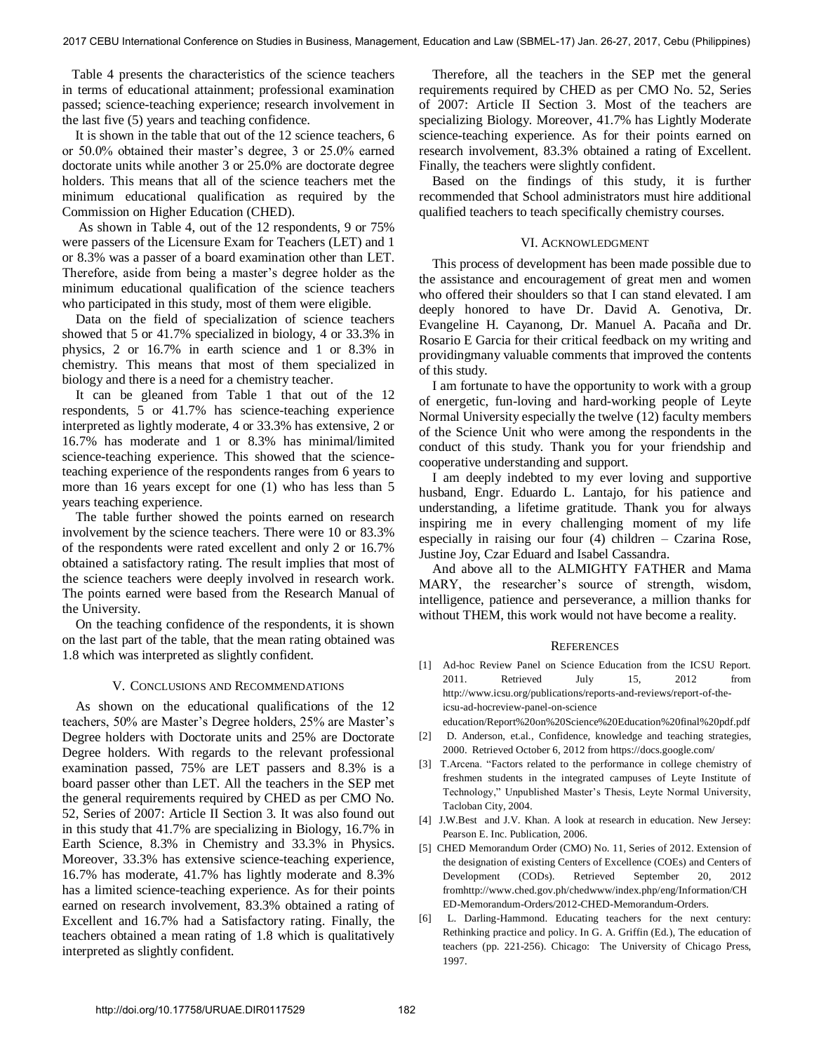Table 4 presents the characteristics of the science teachers in terms of educational attainment; professional examination passed; science-teaching experience; research involvement in the last five (5) years and teaching confidence.

It is shown in the table that out of the 12 science teachers, 6 or 50.0% obtained their master's degree, 3 or 25.0% earned doctorate units while another 3 or 25.0% are doctorate degree holders. This means that all of the science teachers met the minimum educational qualification as required by the Commission on Higher Education (CHED).

As shown in Table 4, out of the 12 respondents, 9 or 75% were passers of the Licensure Exam for Teachers (LET) and 1 or 8.3% was a passer of a board examination other than LET. Therefore, aside from being a master's degree holder as the minimum educational qualification of the science teachers who participated in this study, most of them were eligible.

Data on the field of specialization of science teachers showed that 5 or 41.7% specialized in biology, 4 or 33.3% in physics, 2 or 16.7% in earth science and 1 or 8.3% in chemistry. This means that most of them specialized in biology and there is a need for a chemistry teacher.

It can be gleaned from Table 1 that out of the 12 respondents, 5 or 41.7% has science-teaching experience interpreted as lightly moderate, 4 or 33.3% has extensive, 2 or 16.7% has moderate and 1 or 8.3% has minimal/limited science-teaching experience. This showed that the science-teaching experience of the respondents ranges from 6 years to more than 16 years except for one (1) who has less than 5 years teaching experience.

The table further showed the points earned on research involvement by the science teachers. There were 10 or 83.3% of the respondents were rated excellent and only 2 or 16.7% obtained a satisfactory rating. The result implies that most of the science teachers were deeply involved in research work. The points earned were based from the Research Manual of the University.

On the teaching confidence of the respondents, it is shown on the last part of the table, that the mean rating obtained was 1.8 which was interpreted as slightly confident.

## V. Conclusions and Recommendations

As shown on the educational qualifications of the 12 teachers, 50% are Master's Degree holders, 25% are Master's Degree holders with Doctorate units and 25% are Doctorate Degree holders. With regards to the relevant professional examination passed, 75% are LET passers and 8.3% is a board passer other than LET. All the teachers in the SEP met the general requirements required by CHED as per CMO No. 52, Series of 2007: Article II Section 3. It was also found out in this study that 41.7% are specializing in Biology, 16.7% in Earth Science, 8.3% in Chemistry and 33.3% in Physics. Moreover, 33.3% has extensive science-teaching experience, 16.7% has moderate, 41.7% has lightly moderate and 8.3% has a limited science-teaching experience. As for their points earned on research involvement, 83.3% obtained a rating of Excellent and 16.7% had a Satisfactory rating. Finally, the teachers obtained a mean rating of 1.8 which is qualitatively interpreted as slightly confident.

Therefore, all the teachers in the SEP met the general requirements required by CHED as per CMO No. 52, Series of 2007: Article II Section 3. Most of the teachers are specializing Biology. Moreover, 41.7% has Lightly Moderate science-teaching experience. As for their points earned on research involvement, 83.3% obtained a rating of Excellent. Finally, the teachers were slightly confident.

Based on the findings of this study, it is further recommended that School administrators must hire additional qualified teachers to teach specifically chemistry courses.

## VI. Acknowledgment

This process of development has been made possible due to the assistance and encouragement of great men and women who offered their shoulders so that I can stand elevated. I am deeply honored to have Dr. David A. Genotiva, Dr. Evangeline H. Cayanong, Dr. Manuel A. Pacaña and Dr. Rosario E Garcia for their critical feedback on my writing and providingmany valuable comments that improved the contents of this study.

I am fortunate to have the opportunity to work with a group of energetic, fun-loving and hard-working people of Leyte Normal University especially the twelve (12) faculty members of the Science Unit who were among the respondents in the conduct of this study. Thank you for your friendship and cooperative understanding and support.

I am deeply indebted to my ever loving and supportive husband, Engr. Eduardo L. Lantajo, for his patience and understanding, a lifetime gratitude. Thank you for always inspiring me in every challenging moment of my life especially in raising our four (4) children – Czarina Rose, Justine Joy, Czar Eduard and Isabel Cassandra.

And above all to the ALMIGHTY FATHER and Mama MARY, the researcher's source of strength, wisdom, intelligence, patience and perseverance, a million thanks for without THEM, this work would not have become a reality.

## References

[1] Ad-hoc Review Panel on Science Education from the ICSU Report. 2011. Retrieved July 15, 2012 from http://www.icsu.org/publications/reports-and-reviews/report-of-the-icsu-ad-hocreview-panel-on-science education/Report%20on%20Science%20Education%20final%20pdf.pdf

[2] D. Anderson, et.al., Confidence, knowledge and teaching strategies, 2000. Retrieved October 6, 2012 from https://docs.google.com/

[3] T.Arcena. "Factors related to the performance in college chemistry of freshmen students in the integrated campuses of Leyte Institute of Technology," Unpublished Master's Thesis, Leyte Normal University, Tacloban City, 2004.

[4] J.W.Best and J.V. Khan. A look at research in education. New Jersey: Pearson E. Inc. Publication, 2006.

[5] CHED Memorandum Order (CMO) No. 11, Series of 2012. Extension of the designation of existing Centers of Excellence (COEs) and Centers of Development (CODs). Retrieved September 20, 2012 fromhttp://www.ched.gov.ph/chedwww/index.php/eng/Information/CHED-Memorandum-Orders/2012-CHED-Memorandum-Orders.

[6] L. Darling-Hammond. Educating teachers for the next century: Rethinking practice and policy. In G. A. Griffin (Ed.), The education of teachers (pp. 221-256). Chicago: The University of Chicago Press, 1997.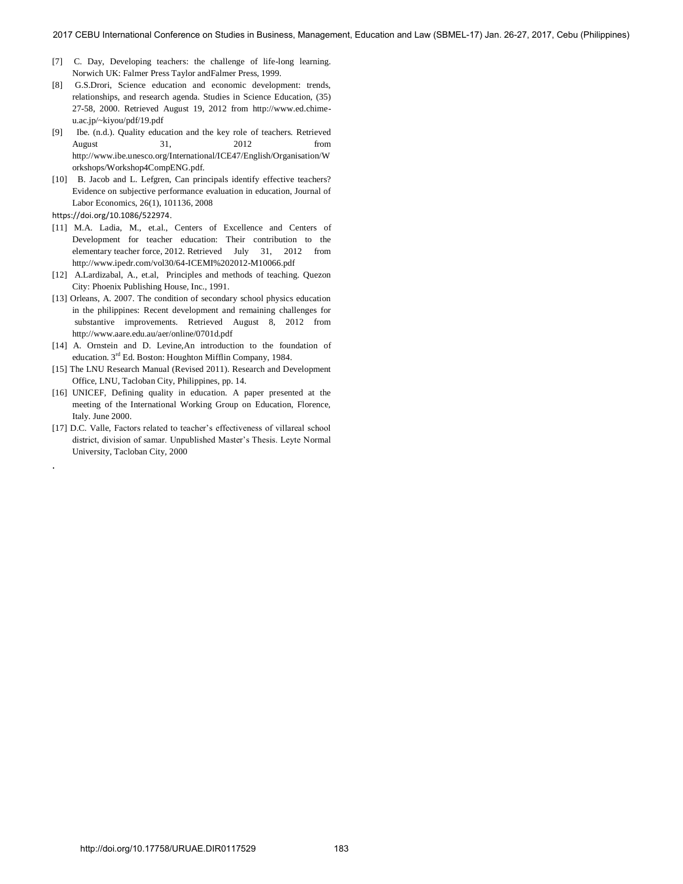[7] C. Day, Developing teachers: the challenge of life-long learning. Norwich UK: Falmer Press Taylor andFalmer Press, 1999.

[8] G.S.Drori, Science education and economic development: trends, relationships, and research agenda. Studies in Science Education, (35) 27-58, 2000. Retrieved August 19, 2012 from http://www.ed.chime-u.ac.jp/~kiyou/pdf/19.pdf

[9] Ibe. (n.d.). Quality education and the key role of teachers. Retrieved August 31, 2012 from http://www.ibe.unesco.org/International/ICE47/English/Organisation/Workshops/Workshop4CompENG.pdf.

[10] B. Jacob and L. Lefgren, Can principals identify effective teachers? Evidence on subjective performance evaluation in education, Journal of Labor Economics, 26(1), 101136, 2008 https://doi.org/10.1086/522974.

[11] M.A. Ladia, M., et.al., Centers of Excellence and Centers of Development for teacher education: Their contribution to the elementary teacher force, 2012. Retrieved July 31, 2012 from http://www.ipedr.com/vol30/64-ICEMI%202012-M10066.pdf

[12] A.Lardizabal, A., et.al, Principles and methods of teaching. Quezon City: Phoenix Publishing House, Inc., 1991.

[13] Orleans, A. 2007. The condition of secondary school physics education in the philippines: Recent development and remaining challenges for substantive improvements. Retrieved August 8, 2012 from http://www.aare.edu.au/aer/online/0701d.pdf

[14] A. Ornstein and D. Levine,An introduction to the foundation of education. 3rd Ed. Boston: Houghton Mifflin Company, 1984.

[15] The LNU Research Manual (Revised 2011). Research and Development Office, LNU, Tacloban City, Philippines, pp. 14.

[16] UNICEF, Defining quality in education. A paper presented at the meeting of the International Working Group on Education, Florence, Italy. June 2000.

[17] D.C. Valle, Factors related to teacher's effectiveness of villareal school district, division of samar. Unpublished Master's Thesis. Leyte Normal University, Tacloban City, 2000